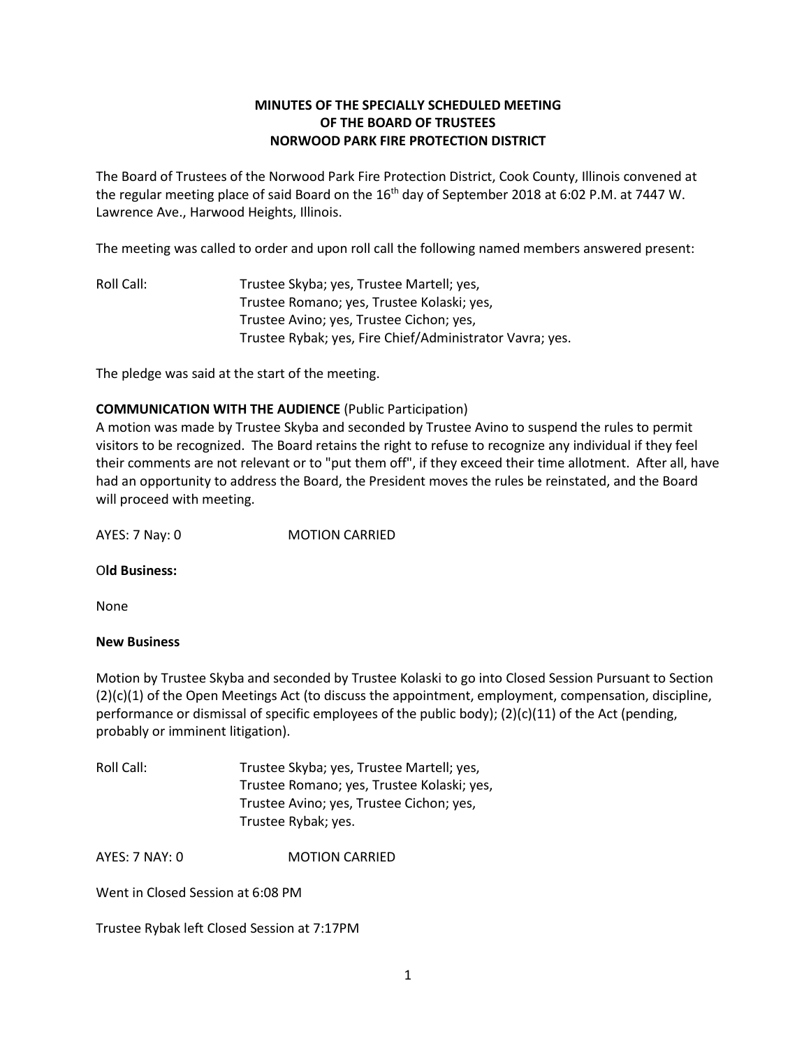# MINUTES OF THE SPECIALLY SCHEDULED MEETING OF THE BOARD OF TRUSTEES NORWOOD PARK FIRE PROTECTION DISTRICT

The Board of Trustees of the Norwood Park Fire Protection District, Cook County, Illinois convened at the regular meeting place of said Board on the 16th day of September 2018 at 6:02 P.M. at 7447 W. Lawrence Ave., Harwood Heights, Illinois.

The meeting was called to order and upon roll call the following named members answered present:

Roll Call: Trustee Skyba; yes, Trustee Martell; yes,
Trustee Romano; yes, Trustee Kolaski; yes,
Trustee Avino; yes, Trustee Cichon; yes,
Trustee Rybak; yes, Fire Chief/Administrator Vavra; yes.

The pledge was said at the start of the meeting.

**COMMUNICATION WITH THE AUDIENCE** (Public Participation)
A motion was made by Trustee Skyba and seconded by Trustee Avino to suspend the rules to permit visitors to be recognized. The Board retains the right to refuse to recognize any individual if they feel their comments are not relevant or to "put them off", if they exceed their time allotment. After all, have had an opportunity to address the Board, the President moves the rules be reinstated, and the Board will proceed with meeting.

AYES: 7 Nay: 0 MOTION CARRIED

**Old Business:**

None

**New Business**

Motion by Trustee Skyba and seconded by Trustee Kolaski to go into Closed Session Pursuant to Section (2)(c)(1) of the Open Meetings Act (to discuss the appointment, employment, compensation, discipline, performance or dismissal of specific employees of the public body); (2)(c)(11) of the Act (pending, probably or imminent litigation).

Roll Call: Trustee Skyba; yes, Trustee Martell; yes,
Trustee Romano; yes, Trustee Kolaski; yes,
Trustee Avino; yes, Trustee Cichon; yes,
Trustee Rybak; yes.

AYES: 7 NAY: 0 MOTION CARRIED

Went in Closed Session at 6:08 PM

Trustee Rybak left Closed Session at 7:17PM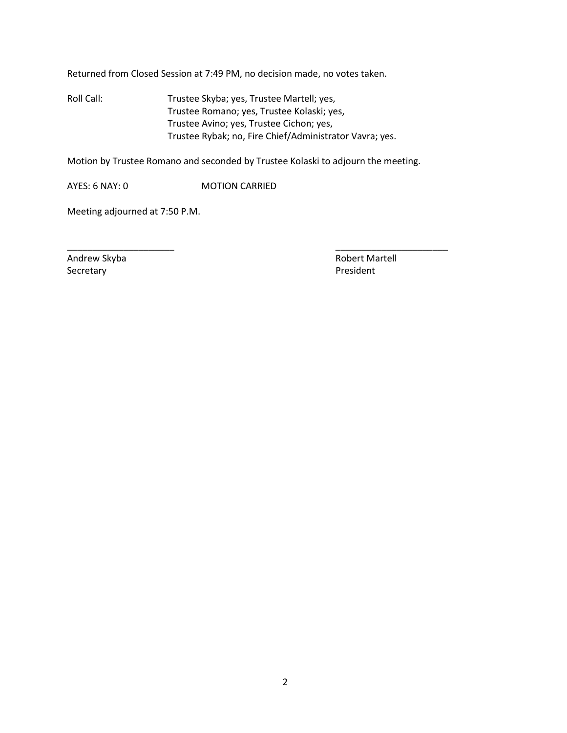Returned from Closed Session at 7:49 PM, no decision made, no votes taken.

Roll Call: Trustee Skyba; yes, Trustee Martell; yes,
Trustee Romano; yes, Trustee Kolaski; yes,
Trustee Avino; yes, Trustee Cichon; yes,
Trustee Rybak; no, Fire Chief/Administrator Vavra; yes.

Motion by Trustee Romano and seconded by Trustee Kolaski to adjourn the meeting.

AYES: 6 NAY: 0 MOTION CARRIED

Meeting adjourned at 7:50 P.M.

_____________________ _____________________

Andrew Skyba
Secretary

Robert Martell
President